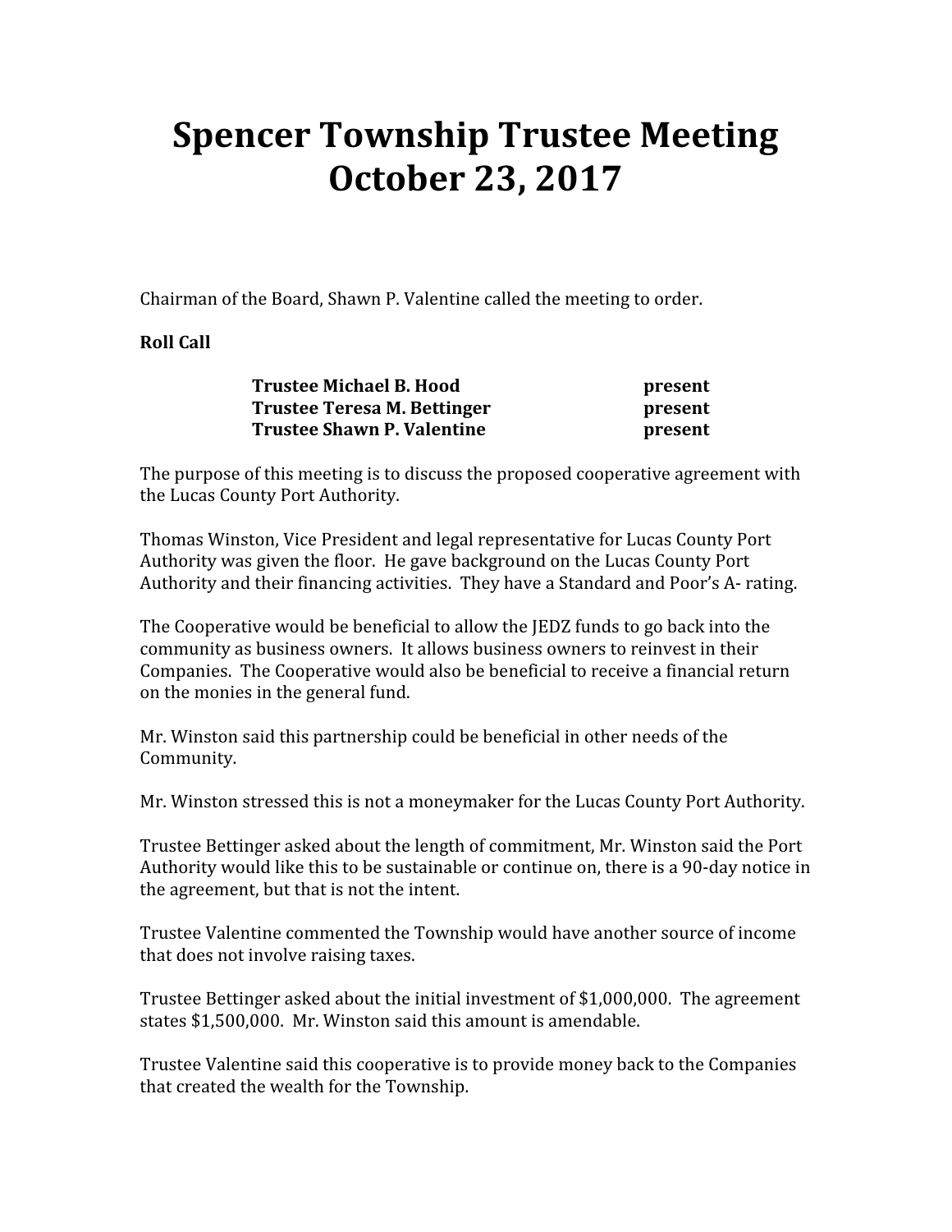# Spencer Township Trustee Meeting October 23, 2017

Chairman of the Board, Shawn P. Valentine called the meeting to order.

**Roll Call**

| | |
|---|---|
| **Trustee Michael B. Hood** | **present** |
| **Trustee Teresa M. Bettinger** | **present** |
| **Trustee Shawn P. Valentine** | **present** |

The purpose of this meeting is to discuss the proposed cooperative agreement with the Lucas County Port Authority.

Thomas Winston, Vice President and legal representative for Lucas County Port Authority was given the floor. He gave background on the Lucas County Port Authority and their financing activities. They have a Standard and Poor's A- rating.

The Cooperative would be beneficial to allow the JEDZ funds to go back into the community as business owners. It allows business owners to reinvest in their Companies. The Cooperative would also be beneficial to receive a financial return on the monies in the general fund.

Mr. Winston said this partnership could be beneficial in other needs of the Community.

Mr. Winston stressed this is not a moneymaker for the Lucas County Port Authority.

Trustee Bettinger asked about the length of commitment, Mr. Winston said the Port Authority would like this to be sustainable or continue on, there is a 90-day notice in the agreement, but that is not the intent.

Trustee Valentine commented the Township would have another source of income that does not involve raising taxes.

Trustee Bettinger asked about the initial investment of $1,000,000. The agreement states $1,500,000. Mr. Winston said this amount is amendable.

Trustee Valentine said this cooperative is to provide money back to the Companies that created the wealth for the Township.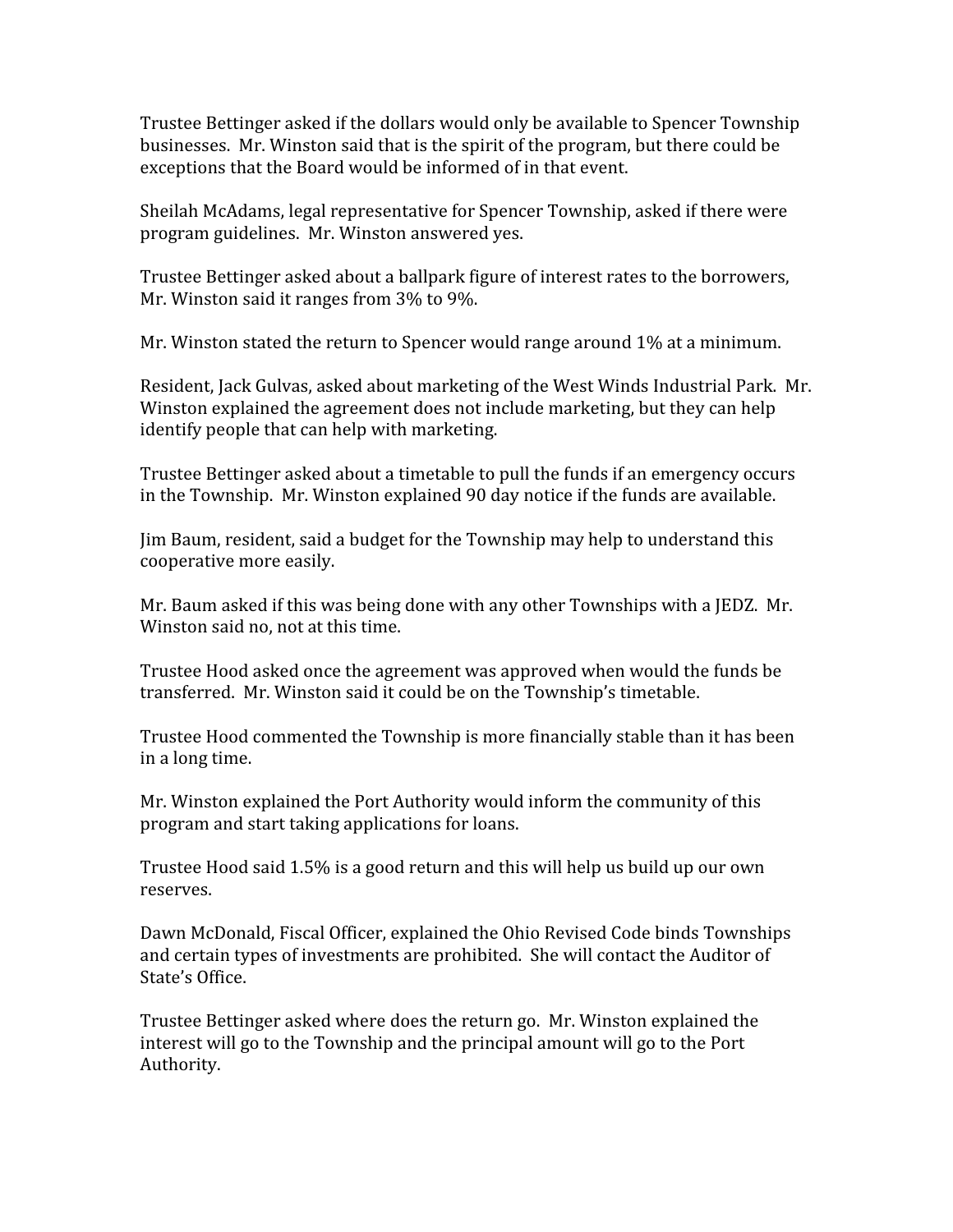Trustee Bettinger asked if the dollars would only be available to Spencer Township businesses. Mr. Winston said that is the spirit of the program, but there could be exceptions that the Board would be informed of in that event.

Sheilah McAdams, legal representative for Spencer Township, asked if there were program guidelines. Mr. Winston answered yes.

Trustee Bettinger asked about a ballpark figure of interest rates to the borrowers, Mr. Winston said it ranges from 3% to 9%.

Mr. Winston stated the return to Spencer would range around 1% at a minimum.

Resident, Jack Gulvas, asked about marketing of the West Winds Industrial Park. Mr. Winston explained the agreement does not include marketing, but they can help identify people that can help with marketing.

Trustee Bettinger asked about a timetable to pull the funds if an emergency occurs in the Township. Mr. Winston explained 90 day notice if the funds are available.

Jim Baum, resident, said a budget for the Township may help to understand this cooperative more easily.

Mr. Baum asked if this was being done with any other Townships with a JEDZ. Mr. Winston said no, not at this time.

Trustee Hood asked once the agreement was approved when would the funds be transferred. Mr. Winston said it could be on the Township's timetable.

Trustee Hood commented the Township is more financially stable than it has been in a long time.

Mr. Winston explained the Port Authority would inform the community of this program and start taking applications for loans.

Trustee Hood said 1.5% is a good return and this will help us build up our own reserves.

Dawn McDonald, Fiscal Officer, explained the Ohio Revised Code binds Townships and certain types of investments are prohibited. She will contact the Auditor of State's Office.

Trustee Bettinger asked where does the return go. Mr. Winston explained the interest will go to the Township and the principal amount will go to the Port Authority.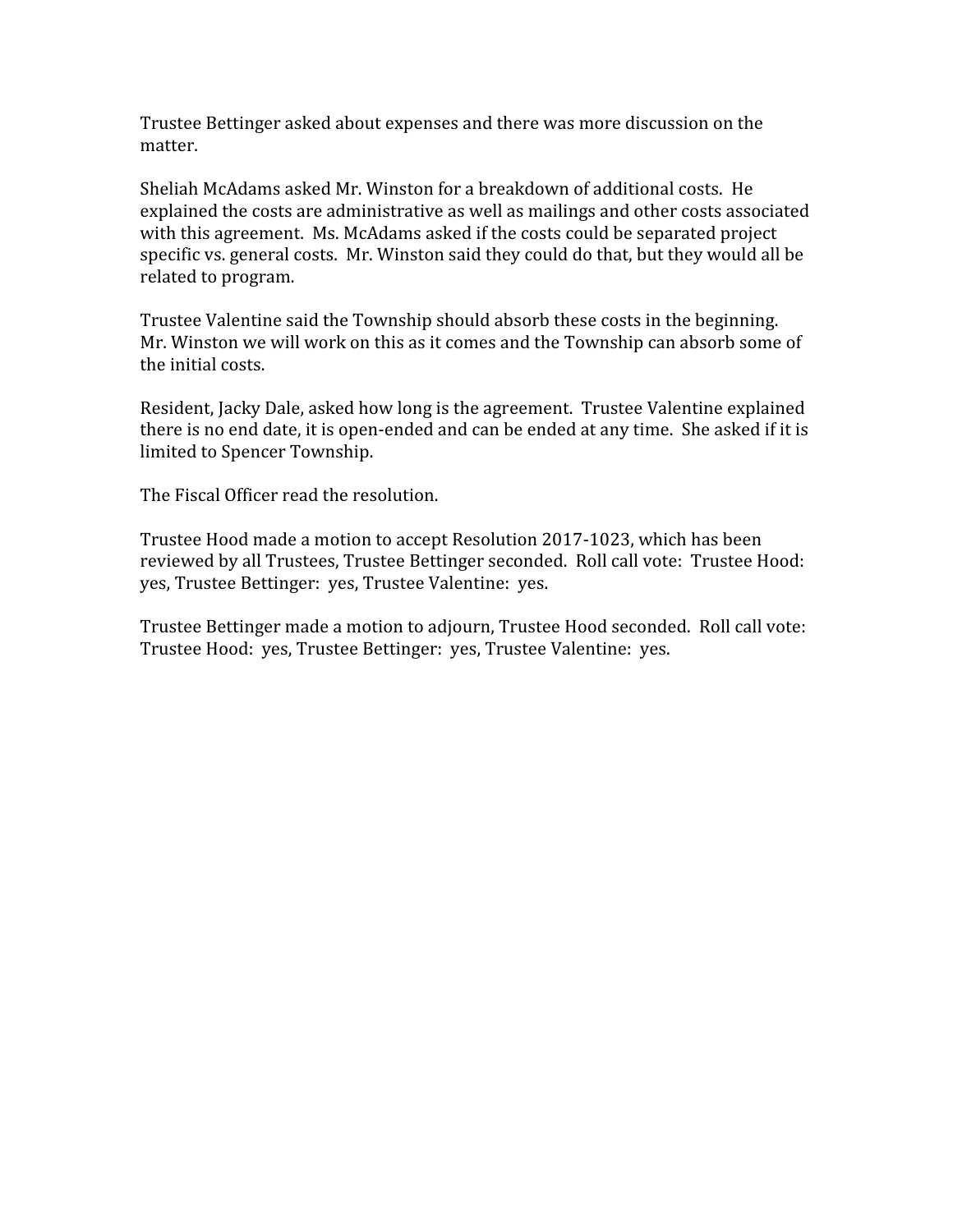Trustee Bettinger asked about expenses and there was more discussion on the matter.

Sheliah McAdams asked Mr. Winston for a breakdown of additional costs. He explained the costs are administrative as well as mailings and other costs associated with this agreement. Ms. McAdams asked if the costs could be separated project specific vs. general costs. Mr. Winston said they could do that, but they would all be related to program.

Trustee Valentine said the Township should absorb these costs in the beginning. Mr. Winston we will work on this as it comes and the Township can absorb some of the initial costs.

Resident, Jacky Dale, asked how long is the agreement. Trustee Valentine explained there is no end date, it is open-ended and can be ended at any time. She asked if it is limited to Spencer Township.

The Fiscal Officer read the resolution.

Trustee Hood made a motion to accept Resolution 2017-1023, which has been reviewed by all Trustees, Trustee Bettinger seconded. Roll call vote: Trustee Hood: yes, Trustee Bettinger: yes, Trustee Valentine: yes.

Trustee Bettinger made a motion to adjourn, Trustee Hood seconded. Roll call vote: Trustee Hood: yes, Trustee Bettinger: yes, Trustee Valentine: yes.